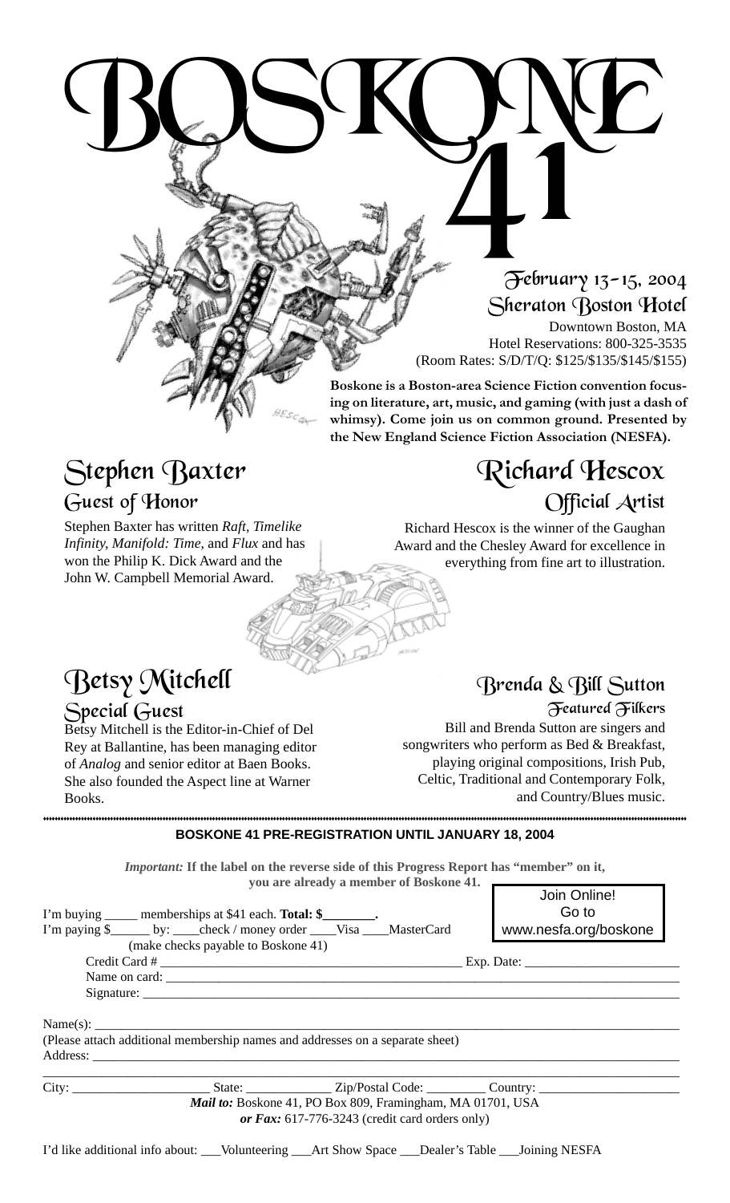# BOSKONE 41

## February 13-15, 2004
## Sheraton Boston Hotel

Downtown Boston, MA
Hotel Reservations: 800-325-3535
(Room Rates: S/D/T/Q: $125/$135/$145/$155)

**Boskone is a Boston-area Science Fiction convention focusing on literature, art, music, and gaming (with just a dash of whimsy). Come join us on common ground. Presented by the New England Science Fiction Association (NESFA).**

## Stephen Baxter
### Guest of Honor

Stephen Baxter has written *Raft, Timelike Infinity, Manifold: Time,* and *Flux* and has won the Philip K. Dick Award and the John W. Campbell Memorial Award.

## Richard Hescox
### Official Artist

Richard Hescox is the winner of the Gaughan Award and the Chesley Award for excellence in everything from fine art to illustration.

## Betsy Mitchell
### Special Guest

Betsy Mitchell is the Editor-in-Chief of Del Rey at Ballantine, has been managing editor of *Analog* and senior editor at Baen Books. She also founded the Aspect line at Warner Books.

## Brenda & Bill Sutton
### Featured Filkers

Bill and Brenda Sutton are singers and songwriters who perform as Bed & Breakfast, playing original compositions, Irish Pub, Celtic, Traditional and Contemporary Folk, and Country/Blues music.

---

**BOSKONE 41 PRE-REGISTRATION UNTIL JANUARY 18, 2004**

***Important:*** **If the label on the reverse side of this Progress Report has "member" on it, you are already a member of Boskone 41.**

Join Online!
Go to
www.nesfa.org/boskone

I'm buying _____ memberships at $41 each. **Total: $________.**
I'm paying $______ by: ____check / money order ____Visa ____MasterCard
(make checks payable to Boskone 41)

Credit Card # ________________________________________________ Exp. Date: ________________________
Name on card: ________________________________________________________________________________
Signature: ___________________________________________________________________________________

Name(s): ____________________________________________________________________________________
(Please attach additional membership names and addresses on a separate sheet)
Address: ____________________________________________________________________________________
_____________________________________________________________________________________________
City: ____________________ State: ____________ Zip/Postal Code: _________ Country: ____________________

***Mail to:*** Boskone 41, PO Box 809, Framingham, MA 01701, USA
***or Fax:*** 617-776-3243 (credit card orders only)

I'd like additional info about: ___Volunteering ___Art Show Space ___Dealer's Table ___Joining NESFA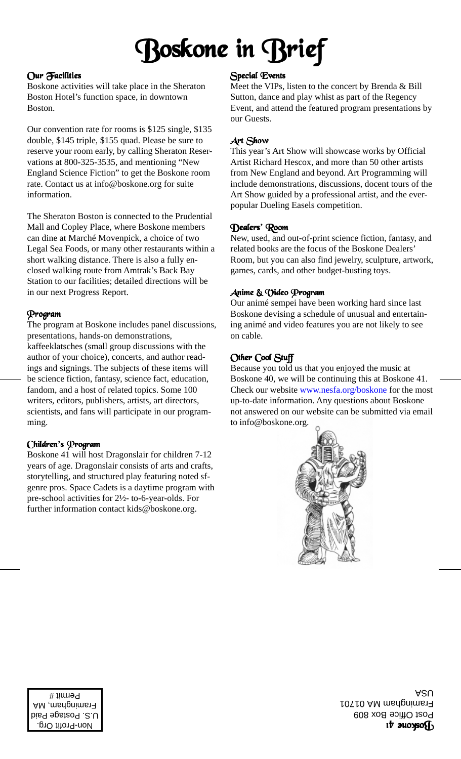# Boskone in Brief

## Our Facilities

Boskone activities will take place in the Sheraton Boston Hotel's function space, in downtown Boston.

Our convention rate for rooms is $125 single, $135 double, $145 triple, $155 quad. Please be sure to reserve your room early, by calling Sheraton Reservations at 800-325-3535, and mentioning "New England Science Fiction" to get the Boskone room rate. Contact us at info@boskone.org for suite information.

The Sheraton Boston is connected to the Prudential Mall and Copley Place, where Boskone members can dine at Marché Movenpick, a choice of two Legal Sea Foods, or many other restaurants within a short walking distance. There is also a fully enclosed walking route from Amtrak's Back Bay Station to our facilities; detailed directions will be in our next Progress Report.

## Program

The program at Boskone includes panel discussions, presentations, hands-on demonstrations, kaffeeklatsches (small group discussions with the author of your choice), concerts, and author readings and signings. The subjects of these items will be science fiction, fantasy, science fact, education, fandom, and a host of related topics. Some 100 writers, editors, publishers, artists, art directors, scientists, and fans will participate in our programming.

## Children's Program

Boskone 41 will host Dragonslair for children 7-12 years of age. Dragonslair consists of arts and crafts, storytelling, and structured play featuring noted sf-genre pros. Space Cadets is a daytime program with pre-school activities for 2½- to-6-year-olds. For further information contact kids@boskone.org.

## Special Events

Meet the VIPs, listen to the concert by Brenda & Bill Sutton, dance and play whist as part of the Regency Event, and attend the featured program presentations by our Guests.

## Art Show

This year's Art Show will showcase works by Official Artist Richard Hescox, and more than 50 other artists from New England and beyond. Art Programming will include demonstrations, discussions, docent tours of the Art Show guided by a professional artist, and the ever-popular Dueling Easels competition.

## Dealers' Room

New, used, and out-of-print science fiction, fantasy, and related books are the focus of the Boskone Dealers' Room, but you can also find jewelry, sculpture, artwork, games, cards, and other budget-busting toys.

## Anime & Video Program

Our animé sempei have been working hard since last Boskone devising a schedule of unusual and entertaining animé and video features you are not likely to see on cable.

## Other Cool Stuff

Because you told us that you enjoyed the music at Boskone 40, we will be continuing this at Boskone 41. Check our website www.nesfa.org/boskone for the most up-to-date information. Any questions about Boskone not answered on our website can be submitted via email to info@boskone.org.

**Boskone 41**
Post Office Box 809
Framingham MA 01701
USA

Non-Profit Org.
U.S. Postage Paid
Framingham, MA
Permit #